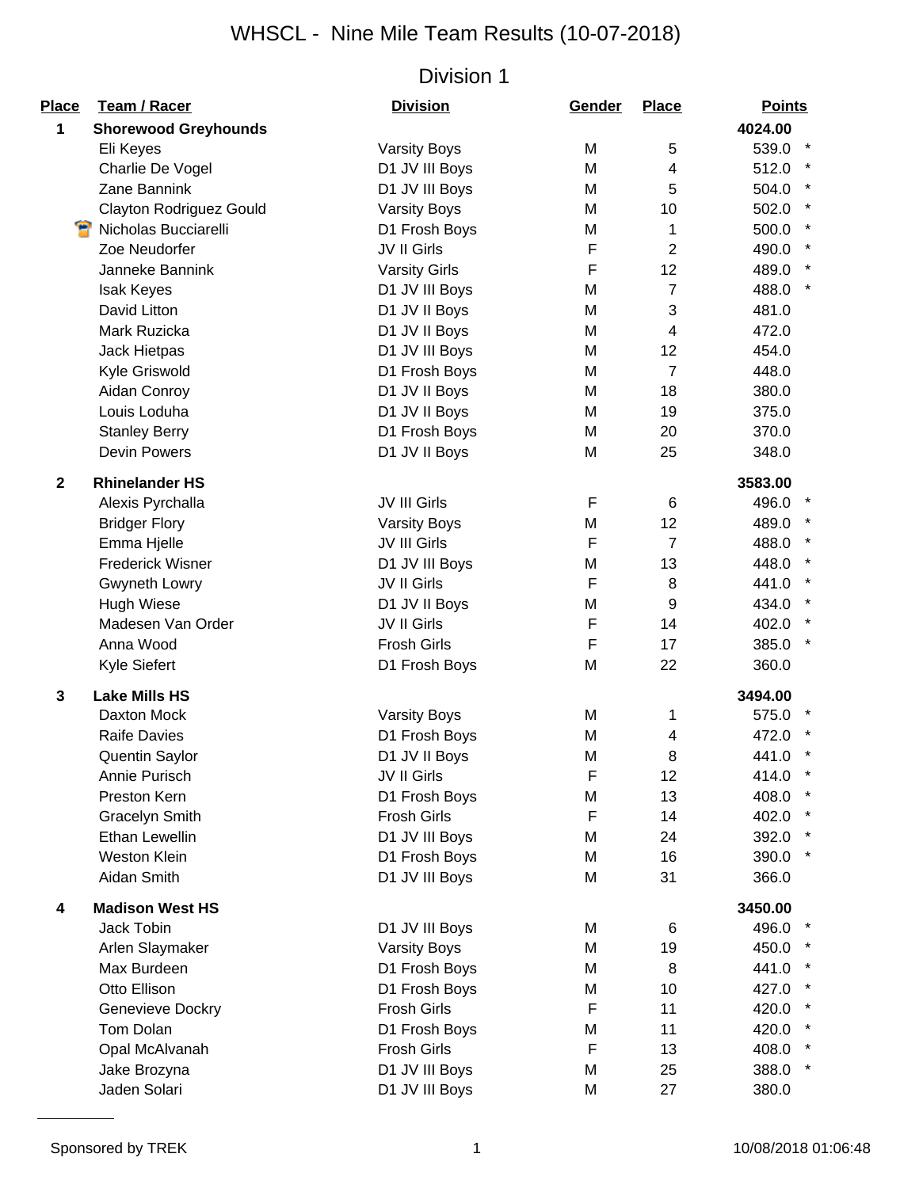# WHSCL - Nine Mile Team Results (10-07-2018)

## Division 1

| Place | Team / Racer | Division | Gender | Place | Points | |
|---|---|---|---|---|---|---|
| **1** | **Shorewood Greyhounds** | | | | **4024.00** | |
| | Eli Keyes | Varsity Boys | M | 5 | 539.0 | * |
| | Charlie De Vogel | D1 JV III Boys | M | 4 | 512.0 | * |
| | Zane Bannink | D1 JV III Boys | M | 5 | 504.0 | * |
| | Clayton Rodriguez Gould | Varsity Boys | M | 10 | 502.0 | * |
| | Nicholas Bucciarelli | D1 Frosh Boys | M | 1 | 500.0 | * |
| | Zoe Neudorfer | JV II Girls | F | 2 | 490.0 | * |
| | Janneke Bannink | Varsity Girls | F | 12 | 489.0 | * |
| | Isak Keyes | D1 JV III Boys | M | 7 | 488.0 | * |
| | David Litton | D1 JV II Boys | M | 3 | 481.0 | |
| | Mark Ruzicka | D1 JV II Boys | M | 4 | 472.0 | |
| | Jack Hietpas | D1 JV III Boys | M | 12 | 454.0 | |
| | Kyle Griswold | D1 Frosh Boys | M | 7 | 448.0 | |
| | Aidan Conroy | D1 JV II Boys | M | 18 | 380.0 | |
| | Louis Loduha | D1 JV II Boys | M | 19 | 375.0 | |
| | Stanley Berry | D1 Frosh Boys | M | 20 | 370.0 | |
| | Devin Powers | D1 JV II Boys | M | 25 | 348.0 | |
| **2** | **Rhinelander HS** | | | | **3583.00** | |
| | Alexis Pyrchalla | JV III Girls | F | 6 | 496.0 | * |
| | Bridger Flory | Varsity Boys | M | 12 | 489.0 | * |
| | Emma Hjelle | JV III Girls | F | 7 | 488.0 | * |
| | Frederick Wisner | D1 JV III Boys | M | 13 | 448.0 | * |
| | Gwyneth Lowry | JV II Girls | F | 8 | 441.0 | * |
| | Hugh Wiese | D1 JV II Boys | M | 9 | 434.0 | * |
| | Madesen Van Order | JV II Girls | F | 14 | 402.0 | * |
| | Anna Wood | Frosh Girls | F | 17 | 385.0 | * |
| | Kyle Siefert | D1 Frosh Boys | M | 22 | 360.0 | |
| **3** | **Lake Mills HS** | | | | **3494.00** | |
| | Daxton Mock | Varsity Boys | M | 1 | 575.0 | * |
| | Raife Davies | D1 Frosh Boys | M | 4 | 472.0 | * |
| | Quentin Saylor | D1 JV II Boys | M | 8 | 441.0 | * |
| | Annie Purisch | JV II Girls | F | 12 | 414.0 | * |
| | Preston Kern | D1 Frosh Boys | M | 13 | 408.0 | * |
| | Gracelyn Smith | Frosh Girls | F | 14 | 402.0 | * |
| | Ethan Lewellin | D1 JV III Boys | M | 24 | 392.0 | * |
| | Weston Klein | D1 Frosh Boys | M | 16 | 390.0 | * |
| | Aidan Smith | D1 JV III Boys | M | 31 | 366.0 | |
| **4** | **Madison West HS** | | | | **3450.00** | |
| | Jack Tobin | D1 JV III Boys | M | 6 | 496.0 | * |
| | Arlen Slaymaker | Varsity Boys | M | 19 | 450.0 | * |
| | Max Burdeen | D1 Frosh Boys | M | 8 | 441.0 | * |
| | Otto Ellison | D1 Frosh Boys | M | 10 | 427.0 | * |
| | Genevieve Dockry | Frosh Girls | F | 11 | 420.0 | * |
| | Tom Dolan | D1 Frosh Boys | M | 11 | 420.0 | * |
| | Opal McAlvanah | Frosh Girls | F | 13 | 408.0 | * |
| | Jake Brozyna | D1 JV III Boys | M | 25 | 388.0 | * |
| | Jaden Solari | D1 JV III Boys | M | 27 | 380.0 | |

Sponsored by TREK

10/08/2018 01:06:48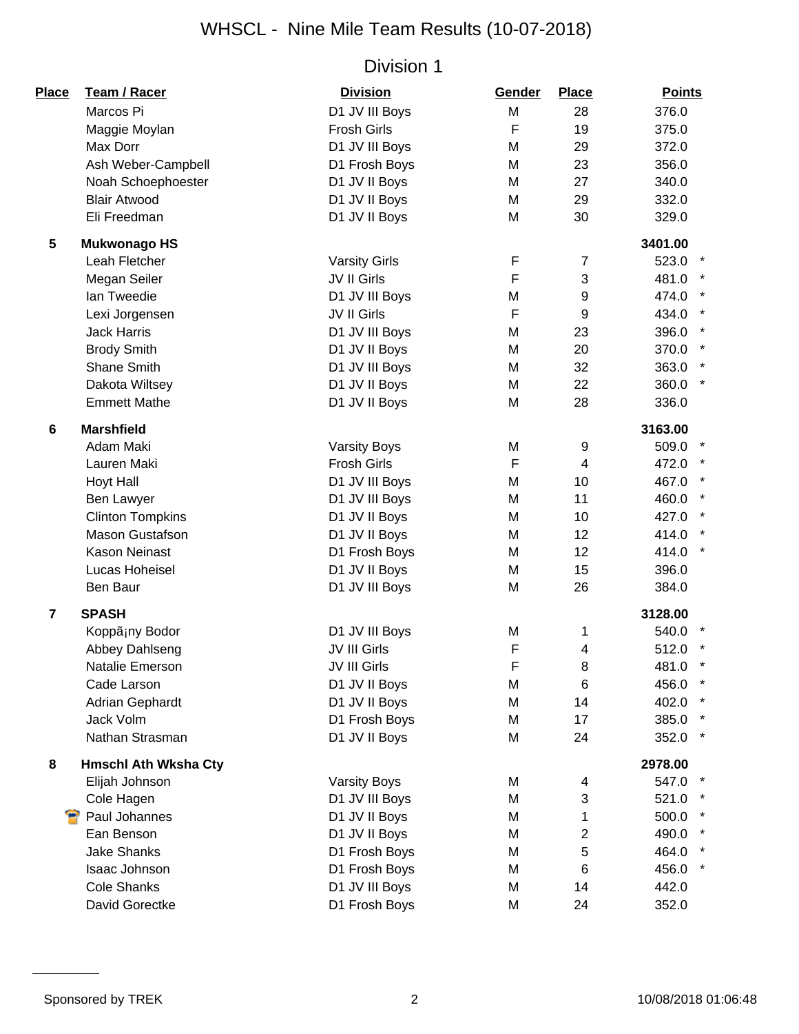# WHSCL - Nine Mile Team Results (10-07-2018)

## Division 1

| Place | Team / Racer | Division | Gender | Place | Points | |
|---|---|---|---|---|---|---|
| | Marcos Pi | D1 JV III Boys | M | 28 | 376.0 | |
| | Maggie Moylan | Frosh Girls | F | 19 | 375.0 | |
| | Max Dorr | D1 JV III Boys | M | 29 | 372.0 | |
| | Ash Weber-Campbell | D1 Frosh Boys | M | 23 | 356.0 | |
| | Noah Schoephoester | D1 JV II Boys | M | 27 | 340.0 | |
| | Blair Atwood | D1 JV II Boys | M | 29 | 332.0 | |
| | Eli Freedman | D1 JV II Boys | M | 30 | 329.0 | |
| **5** | **Mukwonago HS** | | | | **3401.00** | |
| | Leah Fletcher | Varsity Girls | F | 7 | 523.0 | * |
| | Megan Seiler | JV II Girls | F | 3 | 481.0 | * |
| | Ian Tweedie | D1 JV III Boys | M | 9 | 474.0 | * |
| | Lexi Jorgensen | JV II Girls | F | 9 | 434.0 | * |
| | Jack Harris | D1 JV III Boys | M | 23 | 396.0 | * |
| | Brody Smith | D1 JV II Boys | M | 20 | 370.0 | * |
| | Shane Smith | D1 JV III Boys | M | 32 | 363.0 | * |
| | Dakota Wiltsey | D1 JV II Boys | M | 22 | 360.0 | * |
| | Emmett Mathe | D1 JV II Boys | M | 28 | 336.0 | |
| **6** | **Marshfield** | | | | **3163.00** | |
| | Adam Maki | Varsity Boys | M | 9 | 509.0 | * |
| | Lauren Maki | Frosh Girls | F | 4 | 472.0 | * |
| | Hoyt Hall | D1 JV III Boys | M | 10 | 467.0 | * |
| | Ben Lawyer | D1 JV III Boys | M | 11 | 460.0 | * |
| | Clinton Tompkins | D1 JV II Boys | M | 10 | 427.0 | * |
| | Mason Gustafson | D1 JV II Boys | M | 12 | 414.0 | * |
| | Kason Neinast | D1 Frosh Boys | M | 12 | 414.0 | * |
| | Lucas Hoheisel | D1 JV II Boys | M | 15 | 396.0 | |
| | Ben Baur | D1 JV III Boys | M | 26 | 384.0 | |
| **7** | **SPASH** | | | | **3128.00** | |
| | Koppã¡ny Bodor | D1 JV III Boys | M | 1 | 540.0 | * |
| | Abbey Dahlseng | JV III Girls | F | 4 | 512.0 | * |
| | Natalie Emerson | JV III Girls | F | 8 | 481.0 | * |
| | Cade Larson | D1 JV II Boys | M | 6 | 456.0 | * |
| | Adrian Gephardt | D1 JV II Boys | M | 14 | 402.0 | * |
| | Jack Volm | D1 Frosh Boys | M | 17 | 385.0 | * |
| | Nathan Strasman | D1 JV II Boys | M | 24 | 352.0 | * |
| **8** | **Hmschl Ath Wksha Cty** | | | | **2978.00** | |
| | Elijah Johnson | Varsity Boys | M | 4 | 547.0 | * |
| | Cole Hagen | D1 JV III Boys | M | 3 | 521.0 | * |
| | Paul Johannes | D1 JV II Boys | M | 1 | 500.0 | * |
| | Ean Benson | D1 JV II Boys | M | 2 | 490.0 | * |
| | Jake Shanks | D1 Frosh Boys | M | 5 | 464.0 | * |
| | Isaac Johnson | D1 Frosh Boys | M | 6 | 456.0 | * |
| | Cole Shanks | D1 JV III Boys | M | 14 | 442.0 | |
| | David Gorectke | D1 Frosh Boys | M | 24 | 352.0 | |

Sponsored by TREK

10/08/2018 01:06:48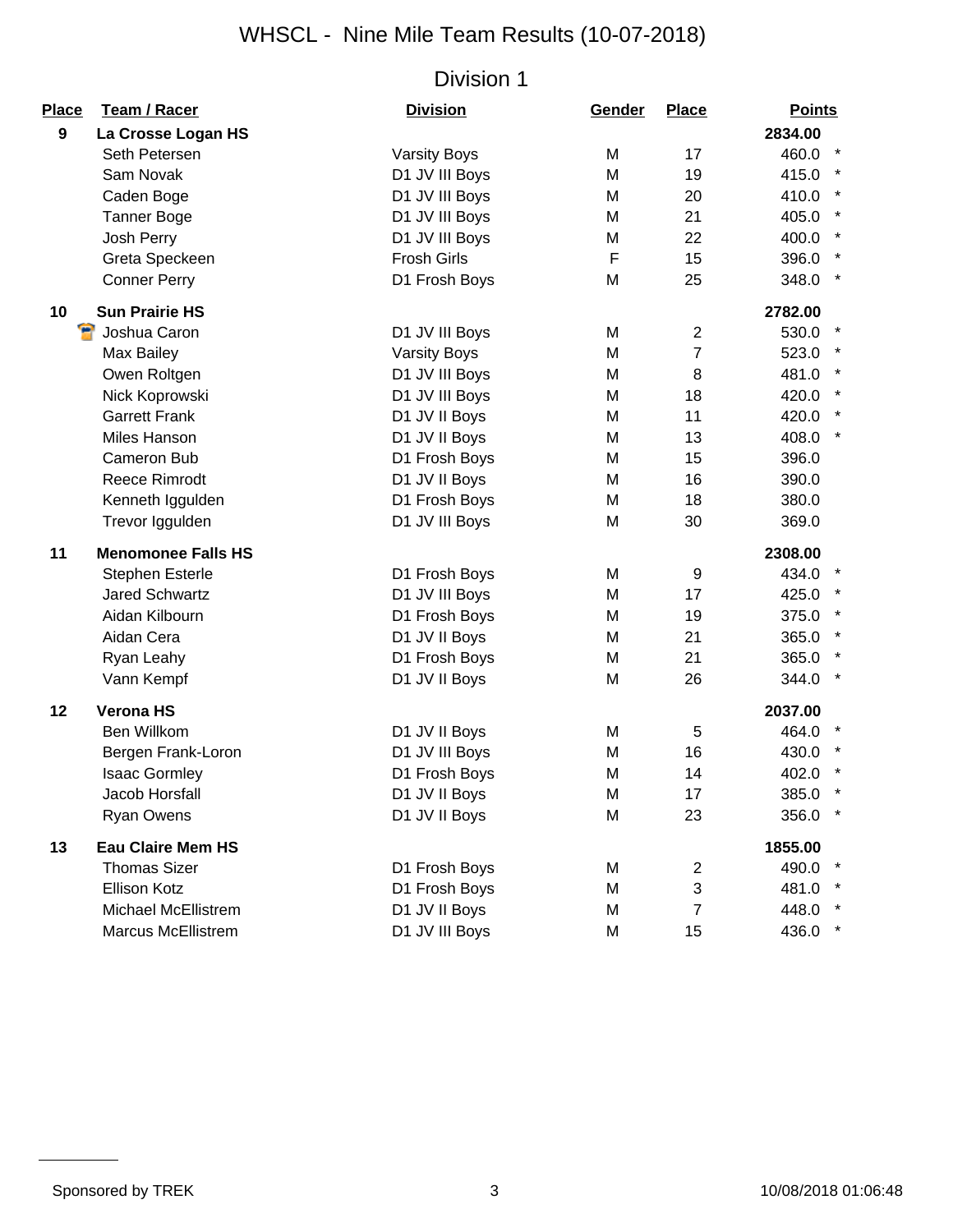# WHSCL - Nine Mile Team Results (10-07-2018)

## Division 1

| Place | Team / Racer | Division | Gender | Place | Points | |
|---|---|---|---|---|---|---|
| **9** | **La Crosse Logan HS** | | | | **2834.00** | |
| | Seth Petersen | Varsity Boys | M | 17 | 460.0 | * |
| | Sam Novak | D1 JV III Boys | M | 19 | 415.0 | * |
| | Caden Boge | D1 JV III Boys | M | 20 | 410.0 | * |
| | Tanner Boge | D1 JV III Boys | M | 21 | 405.0 | * |
| | Josh Perry | D1 JV III Boys | M | 22 | 400.0 | * |
| | Greta Speckeen | Frosh Girls | F | 15 | 396.0 | * |
| | Conner Perry | D1 Frosh Boys | M | 25 | 348.0 | * |
| **10** | **Sun Prairie HS** | | | | **2782.00** | |
| | Joshua Caron | D1 JV III Boys | M | 2 | 530.0 | * |
| | Max Bailey | Varsity Boys | M | 7 | 523.0 | * |
| | Owen Roltgen | D1 JV III Boys | M | 8 | 481.0 | * |
| | Nick Koprowski | D1 JV III Boys | M | 18 | 420.0 | * |
| | Garrett Frank | D1 JV II Boys | M | 11 | 420.0 | * |
| | Miles Hanson | D1 JV II Boys | M | 13 | 408.0 | * |
| | Cameron Bub | D1 Frosh Boys | M | 15 | 396.0 | |
| | Reece Rimrodt | D1 JV II Boys | M | 16 | 390.0 | |
| | Kenneth Iggulden | D1 Frosh Boys | M | 18 | 380.0 | |
| | Trevor Iggulden | D1 JV III Boys | M | 30 | 369.0 | |
| **11** | **Menomonee Falls HS** | | | | **2308.00** | |
| | Stephen Esterle | D1 Frosh Boys | M | 9 | 434.0 | * |
| | Jared Schwartz | D1 JV III Boys | M | 17 | 425.0 | * |
| | Aidan Kilbourn | D1 Frosh Boys | M | 19 | 375.0 | * |
| | Aidan Cera | D1 JV II Boys | M | 21 | 365.0 | * |
| | Ryan Leahy | D1 Frosh Boys | M | 21 | 365.0 | * |
| | Vann Kempf | D1 JV II Boys | M | 26 | 344.0 | * |
| **12** | **Verona HS** | | | | **2037.00** | |
| | Ben Willkom | D1 JV II Boys | M | 5 | 464.0 | * |
| | Bergen Frank-Loron | D1 JV III Boys | M | 16 | 430.0 | * |
| | Isaac Gormley | D1 Frosh Boys | M | 14 | 402.0 | * |
| | Jacob Horsfall | D1 JV II Boys | M | 17 | 385.0 | * |
| | Ryan Owens | D1 JV II Boys | M | 23 | 356.0 | * |
| **13** | **Eau Claire Mem HS** | | | | **1855.00** | |
| | Thomas Sizer | D1 Frosh Boys | M | 2 | 490.0 | * |
| | Ellison Kotz | D1 Frosh Boys | M | 3 | 481.0 | * |
| | Michael McEllistrem | D1 JV II Boys | M | 7 | 448.0 | * |
| | Marcus McEllistrem | D1 JV III Boys | M | 15 | 436.0 | * |

Sponsored by TREK

10/08/2018 01:06:48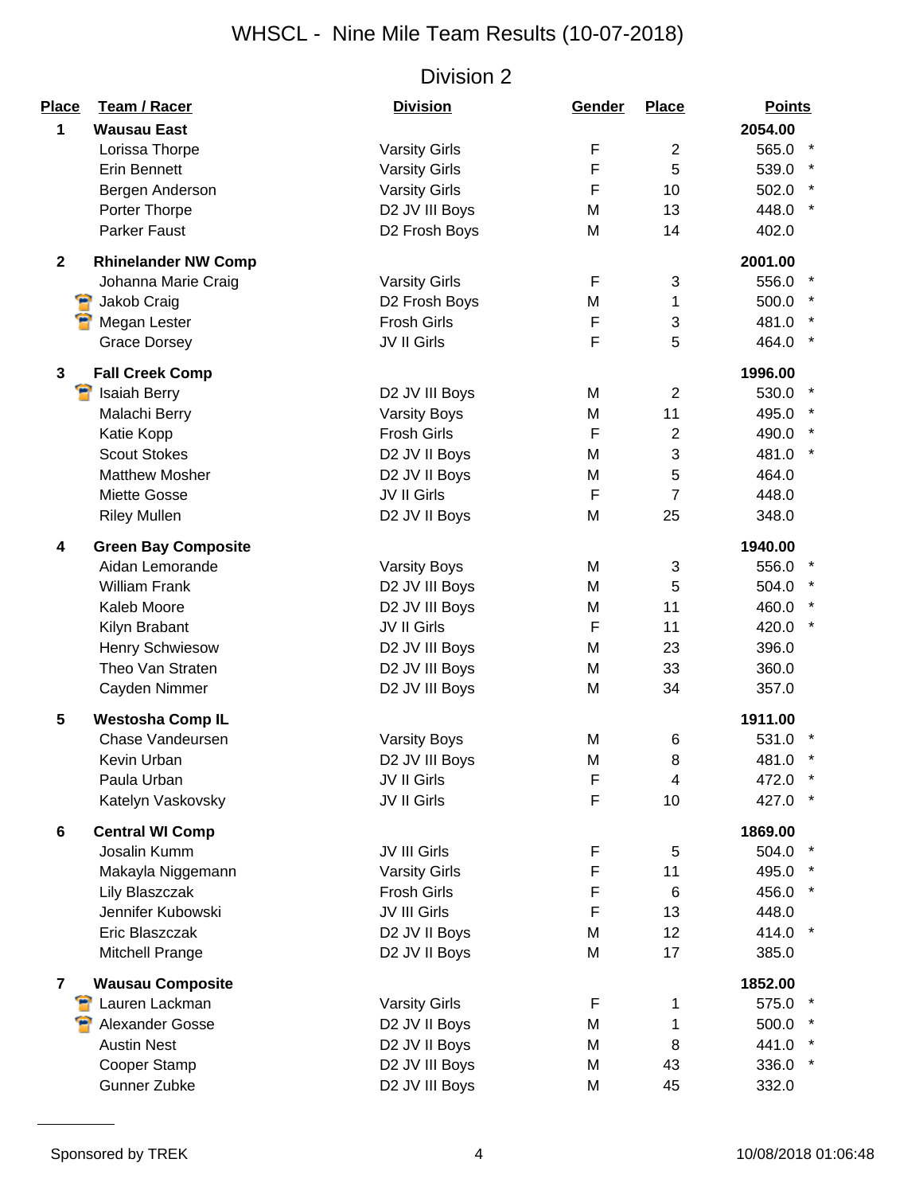# WHSCL - Nine Mile Team Results (10-07-2018)

## Division 2

| Place | Team / Racer | Division | Gender | Place | Points | |
|---|---|---|---|---|---|---|
| 1 | **Wausau East** | | | | **2054.00** | |
| | Lorissa Thorpe | Varsity Girls | F | 2 | 565.0 | * |
| | Erin Bennett | Varsity Girls | F | 5 | 539.0 | * |
| | Bergen Anderson | Varsity Girls | F | 10 | 502.0 | * |
| | Porter Thorpe | D2 JV III Boys | M | 13 | 448.0 | * |
| | Parker Faust | D2 Frosh Boys | M | 14 | 402.0 | |
| 2 | **Rhinelander NW Comp** | | | | **2001.00** | |
| | Johanna Marie Craig | Varsity Girls | F | 3 | 556.0 | * |
| | Jakob Craig | D2 Frosh Boys | M | 1 | 500.0 | * |
| | Megan Lester | Frosh Girls | F | 3 | 481.0 | * |
| | Grace Dorsey | JV II Girls | F | 5 | 464.0 | * |
| 3 | **Fall Creek Comp** | | | | **1996.00** | |
| | Isaiah Berry | D2 JV III Boys | M | 2 | 530.0 | * |
| | Malachi Berry | Varsity Boys | M | 11 | 495.0 | * |
| | Katie Kopp | Frosh Girls | F | 2 | 490.0 | * |
| | Scout Stokes | D2 JV II Boys | M | 3 | 481.0 | * |
| | Matthew Mosher | D2 JV II Boys | M | 5 | 464.0 | |
| | Miette Gosse | JV II Girls | F | 7 | 448.0 | |
| | Riley Mullen | D2 JV II Boys | M | 25 | 348.0 | |
| 4 | **Green Bay Composite** | | | | **1940.00** | |
| | Aidan Lemorande | Varsity Boys | M | 3 | 556.0 | * |
| | William Frank | D2 JV III Boys | M | 5 | 504.0 | * |
| | Kaleb Moore | D2 JV III Boys | M | 11 | 460.0 | * |
| | Kilyn Brabant | JV II Girls | F | 11 | 420.0 | * |
| | Henry Schwiesow | D2 JV III Boys | M | 23 | 396.0 | |
| | Theo Van Straten | D2 JV III Boys | M | 33 | 360.0 | |
| | Cayden Nimmer | D2 JV III Boys | M | 34 | 357.0 | |
| 5 | **Westosha Comp IL** | | | | **1911.00** | |
| | Chase Vandeursen | Varsity Boys | M | 6 | 531.0 | * |
| | Kevin Urban | D2 JV III Boys | M | 8 | 481.0 | * |
| | Paula Urban | JV II Girls | F | 4 | 472.0 | * |
| | Katelyn Vaskovsky | JV II Girls | F | 10 | 427.0 | * |
| 6 | **Central WI Comp** | | | | **1869.00** | |
| | Josalin Kumm | JV III Girls | F | 5 | 504.0 | * |
| | Makayla Niggemann | Varsity Girls | F | 11 | 495.0 | * |
| | Lily Blaszczak | Frosh Girls | F | 6 | 456.0 | * |
| | Jennifer Kubowski | JV III Girls | F | 13 | 448.0 | |
| | Eric Blaszczak | D2 JV II Boys | M | 12 | 414.0 | * |
| | Mitchell Prange | D2 JV II Boys | M | 17 | 385.0 | |
| 7 | **Wausau Composite** | | | | **1852.00** | |
| | Lauren Lackman | Varsity Girls | F | 1 | 575.0 | * |
| | Alexander Gosse | D2 JV II Boys | M | 1 | 500.0 | * |
| | Austin Nest | D2 JV II Boys | M | 8 | 441.0 | * |
| | Cooper Stamp | D2 JV III Boys | M | 43 | 336.0 | * |
| | Gunner Zubke | D2 JV III Boys | M | 45 | 332.0 | |

Sponsored by TREK

10/08/2018 01:06:48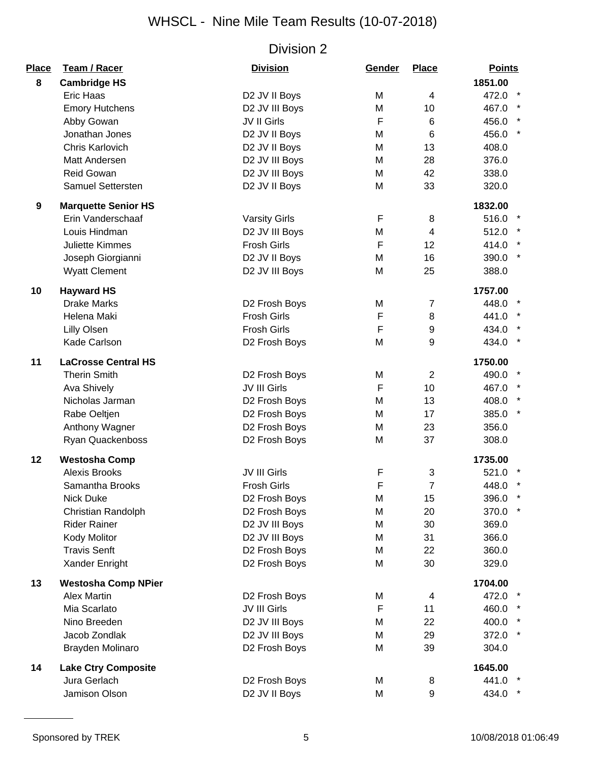# WHSCL - Nine Mile Team Results (10-07-2018)

## Division 2

| Place | Team / Racer | Division | Gender | Place | Points | |
|---|---|---|---|---|---|---|
| 8 | **Cambridge HS** | | | | **1851.00** | |
| | Eric Haas | D2 JV II Boys | M | 4 | 472.0 | * |
| | Emory Hutchens | D2 JV III Boys | M | 10 | 467.0 | * |
| | Abby Gowan | JV II Girls | F | 6 | 456.0 | * |
| | Jonathan Jones | D2 JV II Boys | M | 6 | 456.0 | * |
| | Chris Karlovich | D2 JV II Boys | M | 13 | 408.0 | |
| | Matt Andersen | D2 JV III Boys | M | 28 | 376.0 | |
| | Reid Gowan | D2 JV III Boys | M | 42 | 338.0 | |
| | Samuel Settersten | D2 JV II Boys | M | 33 | 320.0 | |
| 9 | **Marquette Senior HS** | | | | **1832.00** | |
| | Erin Vanderschaaf | Varsity Girls | F | 8 | 516.0 | * |
| | Louis Hindman | D2 JV III Boys | M | 4 | 512.0 | * |
| | Juliette Kimmes | Frosh Girls | F | 12 | 414.0 | * |
| | Joseph Giorgianni | D2 JV II Boys | M | 16 | 390.0 | * |
| | Wyatt Clement | D2 JV III Boys | M | 25 | 388.0 | |
| 10 | **Hayward HS** | | | | **1757.00** | |
| | Drake Marks | D2 Frosh Boys | M | 7 | 448.0 | * |
| | Helena Maki | Frosh Girls | F | 8 | 441.0 | * |
| | Lilly Olsen | Frosh Girls | F | 9 | 434.0 | * |
| | Kade Carlson | D2 Frosh Boys | M | 9 | 434.0 | * |
| 11 | **LaCrosse Central HS** | | | | **1750.00** | |
| | Therin Smith | D2 Frosh Boys | M | 2 | 490.0 | * |
| | Ava Shively | JV III Girls | F | 10 | 467.0 | * |
| | Nicholas Jarman | D2 Frosh Boys | M | 13 | 408.0 | * |
| | Rabe Oeltjen | D2 Frosh Boys | M | 17 | 385.0 | * |
| | Anthony Wagner | D2 Frosh Boys | M | 23 | 356.0 | |
| | Ryan Quackenboss | D2 Frosh Boys | M | 37 | 308.0 | |
| 12 | **Westosha Comp** | | | | **1735.00** | |
| | Alexis Brooks | JV III Girls | F | 3 | 521.0 | * |
| | Samantha Brooks | Frosh Girls | F | 7 | 448.0 | * |
| | Nick Duke | D2 Frosh Boys | M | 15 | 396.0 | * |
| | Christian Randolph | D2 Frosh Boys | M | 20 | 370.0 | * |
| | Rider Rainer | D2 JV III Boys | M | 30 | 369.0 | |
| | Kody Molitor | D2 JV III Boys | M | 31 | 366.0 | |
| | Travis Senft | D2 Frosh Boys | M | 22 | 360.0 | |
| | Xander Enright | D2 Frosh Boys | M | 30 | 329.0 | |
| 13 | **Westosha Comp NPier** | | | | **1704.00** | |
| | Alex Martin | D2 Frosh Boys | M | 4 | 472.0 | * |
| | Mia Scarlato | JV III Girls | F | 11 | 460.0 | * |
| | Nino Breeden | D2 JV III Boys | M | 22 | 400.0 | * |
| | Jacob Zondlak | D2 JV III Boys | M | 29 | 372.0 | * |
| | Brayden Molinaro | D2 Frosh Boys | M | 39 | 304.0 | |
| 14 | **Lake Ctry Composite** | | | | **1645.00** | |
| | Jura Gerlach | D2 Frosh Boys | M | 8 | 441.0 | * |
| | Jamison Olson | D2 JV II Boys | M | 9 | 434.0 | * |

Sponsored by TREK | 10/08/2018 01:06:49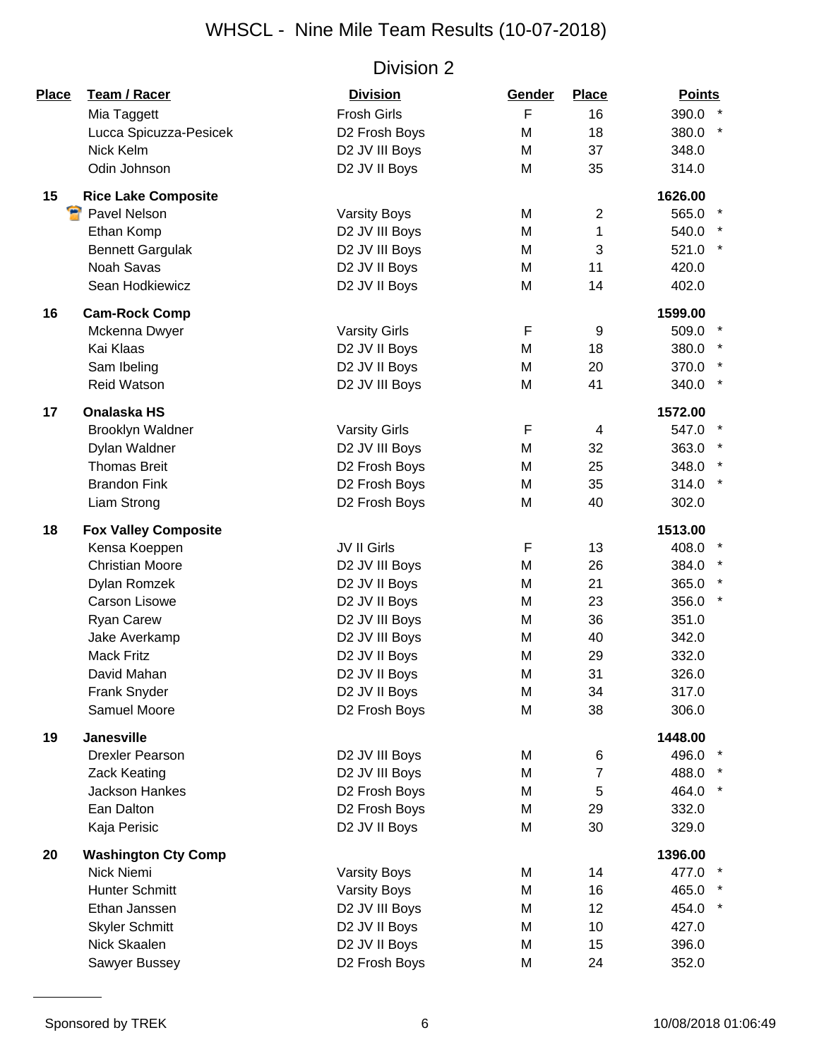# WHSCL - Nine Mile Team Results (10-07-2018)

## Division 2

| Place | Team / Racer | Division | Gender | Place | Points |
|---|---|---|---|---|---|
| | Mia Taggett | Frosh Girls | F | 16 | 390.0 * |
| | Lucca Spicuzza-Pesicek | D2 Frosh Boys | M | 18 | 380.0 * |
| | Nick Kelm | D2 JV III Boys | M | 37 | 348.0 |
| | Odin Johnson | D2 JV II Boys | M | 35 | 314.0 |
| **15** | **Rice Lake Composite** | | | | **1626.00** |
| | Pavel Nelson | Varsity Boys | M | 2 | 565.0 * |
| | Ethan Komp | D2 JV III Boys | M | 1 | 540.0 * |
| | Bennett Gargulak | D2 JV III Boys | M | 3 | 521.0 * |
| | Noah Savas | D2 JV II Boys | M | 11 | 420.0 |
| | Sean Hodkiewicz | D2 JV II Boys | M | 14 | 402.0 |
| **16** | **Cam-Rock Comp** | | | | **1599.00** |
| | Mckenna Dwyer | Varsity Girls | F | 9 | 509.0 * |
| | Kai Klaas | D2 JV II Boys | M | 18 | 380.0 * |
| | Sam Ibeling | D2 JV II Boys | M | 20 | 370.0 * |
| | Reid Watson | D2 JV III Boys | M | 41 | 340.0 * |
| **17** | **Onalaska HS** | | | | **1572.00** |
| | Brooklyn Waldner | Varsity Girls | F | 4 | 547.0 * |
| | Dylan Waldner | D2 JV III Boys | M | 32 | 363.0 * |
| | Thomas Breit | D2 Frosh Boys | M | 25 | 348.0 * |
| | Brandon Fink | D2 Frosh Boys | M | 35 | 314.0 * |
| | Liam Strong | D2 Frosh Boys | M | 40 | 302.0 |
| **18** | **Fox Valley Composite** | | | | **1513.00** |
| | Kensa Koeppen | JV II Girls | F | 13 | 408.0 * |
| | Christian Moore | D2 JV III Boys | M | 26 | 384.0 * |
| | Dylan Romzek | D2 JV II Boys | M | 21 | 365.0 * |
| | Carson Lisowe | D2 JV II Boys | M | 23 | 356.0 * |
| | Ryan Carew | D2 JV III Boys | M | 36 | 351.0 |
| | Jake Averkamp | D2 JV III Boys | M | 40 | 342.0 |
| | Mack Fritz | D2 JV II Boys | M | 29 | 332.0 |
| | David Mahan | D2 JV II Boys | M | 31 | 326.0 |
| | Frank Snyder | D2 JV II Boys | M | 34 | 317.0 |
| | Samuel Moore | D2 Frosh Boys | M | 38 | 306.0 |
| **19** | **Janesville** | | | | **1448.00** |
| | Drexler Pearson | D2 JV III Boys | M | 6 | 496.0 * |
| | Zack Keating | D2 JV III Boys | M | 7 | 488.0 * |
| | Jackson Hankes | D2 Frosh Boys | M | 5 | 464.0 * |
| | Ean Dalton | D2 Frosh Boys | M | 29 | 332.0 |
| | Kaja Perisic | D2 JV II Boys | M | 30 | 329.0 |
| **20** | **Washington Cty Comp** | | | | **1396.00** |
| | Nick Niemi | Varsity Boys | M | 14 | 477.0 * |
| | Hunter Schmitt | Varsity Boys | M | 16 | 465.0 * |
| | Ethan Janssen | D2 JV III Boys | M | 12 | 454.0 * |
| | Skyler Schmitt | D2 JV II Boys | M | 10 | 427.0 |
| | Nick Skaalen | D2 JV II Boys | M | 15 | 396.0 |
| | Sawyer Bussey | D2 Frosh Boys | M | 24 | 352.0 |

Sponsored by TREK

10/08/2018 01:06:49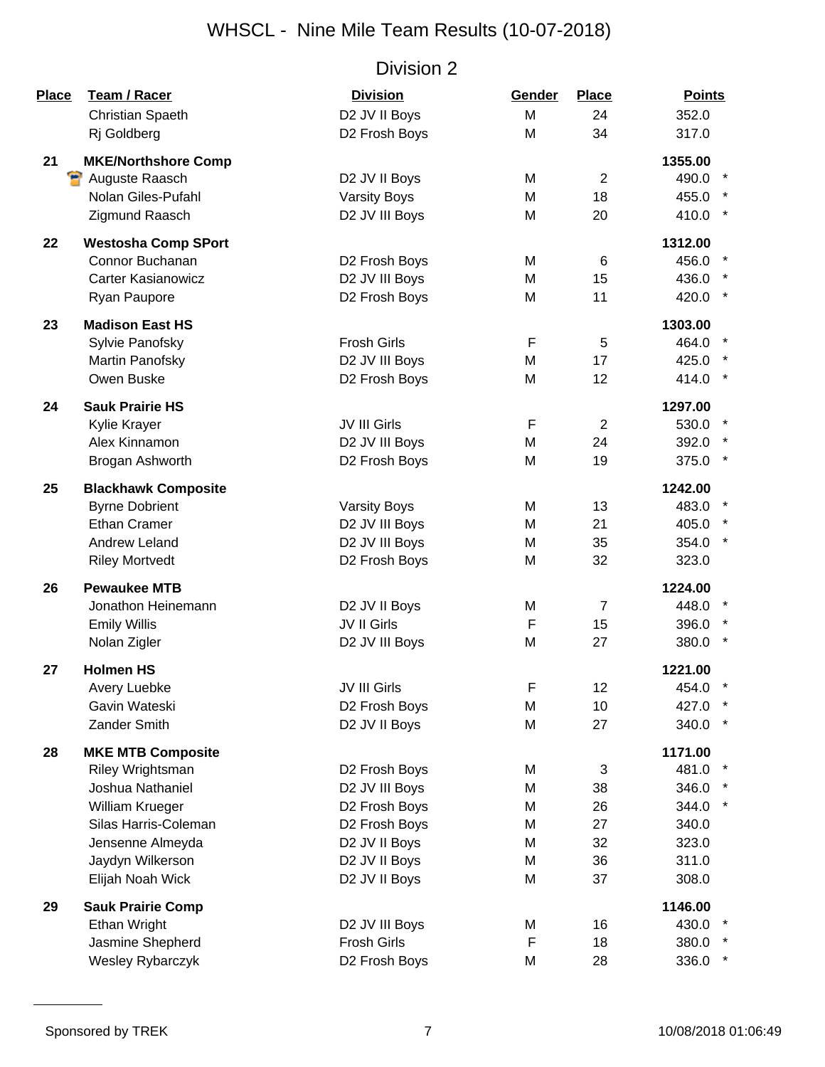# WHSCL - Nine Mile Team Results (10-07-2018)

## Division 2

| Place | Team / Racer | Division | Gender | Place | Points | |
|---|---|---|---|---|---|---|
| | Christian Spaeth | D2 JV II Boys | M | 24 | 352.0 | |
| | Rj Goldberg | D2 Frosh Boys | M | 34 | 317.0 | |
| **21** | **MKE/Northshore Comp** | | | | **1355.00** | |
| | Auguste Raasch | D2 JV II Boys | M | 2 | 490.0 | * |
| | Nolan Giles-Pufahl | Varsity Boys | M | 18 | 455.0 | * |
| | Zigmund Raasch | D2 JV III Boys | M | 20 | 410.0 | * |
| **22** | **Westosha Comp SPort** | | | | **1312.00** | |
| | Connor Buchanan | D2 Frosh Boys | M | 6 | 456.0 | * |
| | Carter Kasianowicz | D2 JV III Boys | M | 15 | 436.0 | * |
| | Ryan Paupore | D2 Frosh Boys | M | 11 | 420.0 | * |
| **23** | **Madison East HS** | | | | **1303.00** | |
| | Sylvie Panofsky | Frosh Girls | F | 5 | 464.0 | * |
| | Martin Panofsky | D2 JV III Boys | M | 17 | 425.0 | * |
| | Owen Buske | D2 Frosh Boys | M | 12 | 414.0 | * |
| **24** | **Sauk Prairie HS** | | | | **1297.00** | |
| | Kylie Krayer | JV III Girls | F | 2 | 530.0 | * |
| | Alex Kinnamon | D2 JV III Boys | M | 24 | 392.0 | * |
| | Brogan Ashworth | D2 Frosh Boys | M | 19 | 375.0 | * |
| **25** | **Blackhawk Composite** | | | | **1242.00** | |
| | Byrne Dobrient | Varsity Boys | M | 13 | 483.0 | * |
| | Ethan Cramer | D2 JV III Boys | M | 21 | 405.0 | * |
| | Andrew Leland | D2 JV III Boys | M | 35 | 354.0 | * |
| | Riley Mortvedt | D2 Frosh Boys | M | 32 | 323.0 | |
| **26** | **Pewaukee MTB** | | | | **1224.00** | |
| | Jonathon Heinemann | D2 JV II Boys | M | 7 | 448.0 | * |
| | Emily Willis | JV II Girls | F | 15 | 396.0 | * |
| | Nolan Zigler | D2 JV III Boys | M | 27 | 380.0 | * |
| **27** | **Holmen HS** | | | | **1221.00** | |
| | Avery Luebke | JV III Girls | F | 12 | 454.0 | * |
| | Gavin Wateski | D2 Frosh Boys | M | 10 | 427.0 | * |
| | Zander Smith | D2 JV II Boys | M | 27 | 340.0 | * |
| **28** | **MKE MTB Composite** | | | | **1171.00** | |
| | Riley Wrightsman | D2 Frosh Boys | M | 3 | 481.0 | * |
| | Joshua Nathaniel | D2 JV III Boys | M | 38 | 346.0 | * |
| | William Krueger | D2 Frosh Boys | M | 26 | 344.0 | * |
| | Silas Harris-Coleman | D2 Frosh Boys | M | 27 | 340.0 | |
| | Jensenne Almeyda | D2 JV II Boys | M | 32 | 323.0 | |
| | Jaydyn Wilkerson | D2 JV II Boys | M | 36 | 311.0 | |
| | Elijah Noah Wick | D2 JV II Boys | M | 37 | 308.0 | |
| **29** | **Sauk Prairie Comp** | | | | **1146.00** | |
| | Ethan Wright | D2 JV III Boys | M | 16 | 430.0 | * |
| | Jasmine Shepherd | Frosh Girls | F | 18 | 380.0 | * |
| | Wesley Rybarczyk | D2 Frosh Boys | M | 28 | 336.0 | * |

Sponsored by TREK

10/08/2018 01:06:49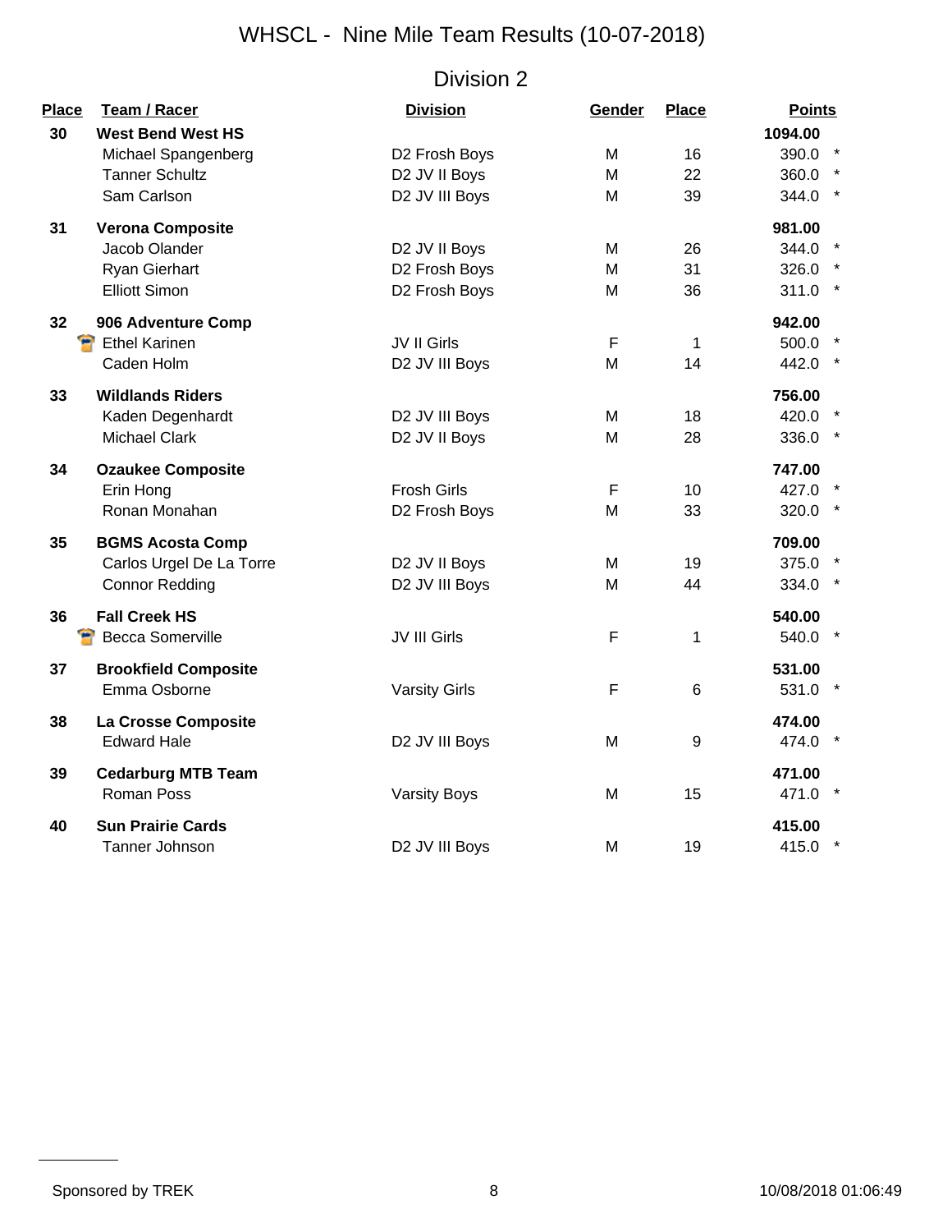# WHSCL - Nine Mile Team Results (10-07-2018)

## Division 2

| Place | Team / Racer | Division | Gender | Place | Points | |
|---|---|---|---|---|---|---|
| 30 | **West Bend West HS** | | | | **1094.00** | |
| | Michael Spangenberg | D2 Frosh Boys | M | 16 | 390.0 | * |
| | Tanner Schultz | D2 JV II Boys | M | 22 | 360.0 | * |
| | Sam Carlson | D2 JV III Boys | M | 39 | 344.0 | * |
| 31 | **Verona Composite** | | | | **981.00** | |
| | Jacob Olander | D2 JV II Boys | M | 26 | 344.0 | * |
| | Ryan Gierhart | D2 Frosh Boys | M | 31 | 326.0 | * |
| | Elliott Simon | D2 Frosh Boys | M | 36 | 311.0 | * |
| 32 | **906 Adventure Comp** | | | | **942.00** | |
| | Ethel Karinen | JV II Girls | F | 1 | 500.0 | * |
| | Caden Holm | D2 JV III Boys | M | 14 | 442.0 | * |
| 33 | **Wildlands Riders** | | | | **756.00** | |
| | Kaden Degenhardt | D2 JV III Boys | M | 18 | 420.0 | * |
| | Michael Clark | D2 JV II Boys | M | 28 | 336.0 | * |
| 34 | **Ozaukee Composite** | | | | **747.00** | |
| | Erin Hong | Frosh Girls | F | 10 | 427.0 | * |
| | Ronan Monahan | D2 Frosh Boys | M | 33 | 320.0 | * |
| 35 | **BGMS Acosta Comp** | | | | **709.00** | |
| | Carlos Urgel De La Torre | D2 JV II Boys | M | 19 | 375.0 | * |
| | Connor Redding | D2 JV III Boys | M | 44 | 334.0 | * |
| 36 | **Fall Creek HS** | | | | **540.00** | |
| | Becca Somerville | JV III Girls | F | 1 | 540.0 | * |
| 37 | **Brookfield Composite** | | | | **531.00** | |
| | Emma Osborne | Varsity Girls | F | 6 | 531.0 | * |
| 38 | **La Crosse Composite** | | | | **474.00** | |
| | Edward Hale | D2 JV III Boys | M | 9 | 474.0 | * |
| 39 | **Cedarburg MTB Team** | | | | **471.00** | |
| | Roman Poss | Varsity Boys | M | 15 | 471.0 | * |
| 40 | **Sun Prairie Cards** | | | | **415.00** | |
| | Tanner Johnson | D2 JV III Boys | M | 19 | 415.0 | * |